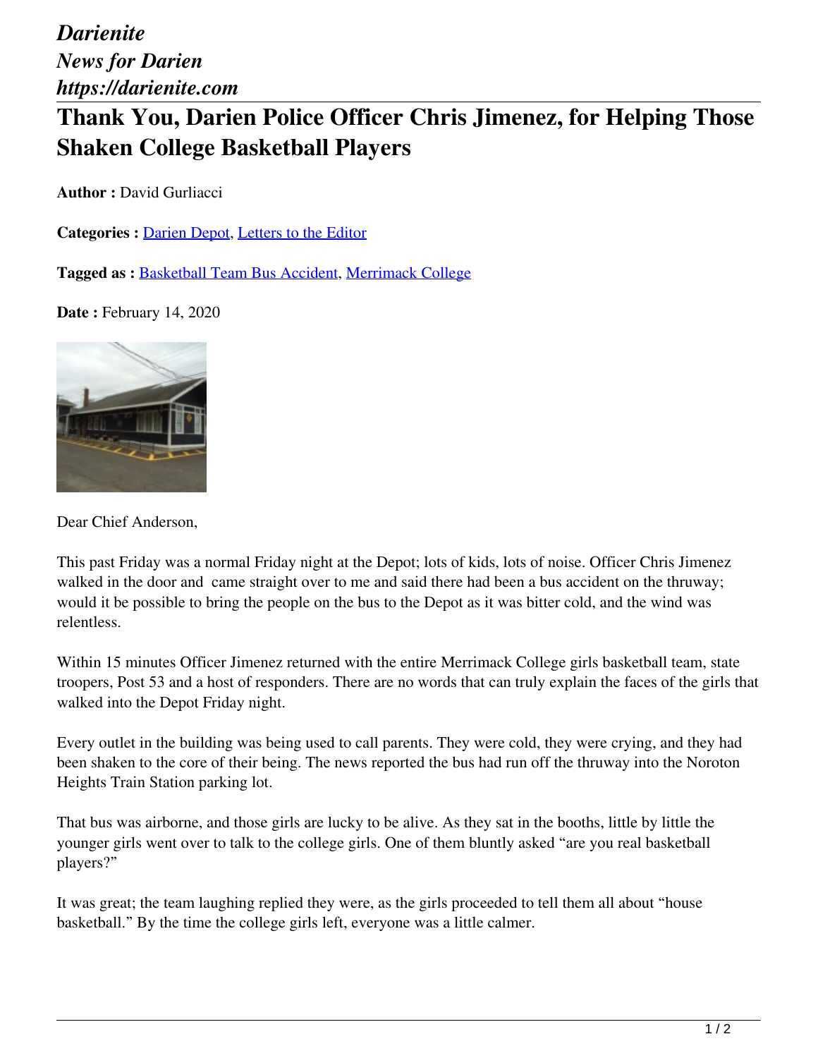*Darienite*
*News for Darien*
*https://darienite.com*

# Thank You, Darien Police Officer Chris Jimenez, for Helping Those Shaken College Basketball Players

**Author :** David Gurliacci

**Categories :** Darien Depot, Letters to the Editor

**Tagged as :** Basketball Team Bus Accident, Merrimack College

**Date :** February 14, 2020

Dear Chief Anderson,

This past Friday was a normal Friday night at the Depot; lots of kids, lots of noise. Officer Chris Jimenez walked in the door and came straight over to me and said there had been a bus accident on the thruway; would it be possible to bring the people on the bus to the Depot as it was bitter cold, and the wind was relentless.

Within 15 minutes Officer Jimenez returned with the entire Merrimack College girls basketball team, state troopers, Post 53 and a host of responders. There are no words that can truly explain the faces of the girls that walked into the Depot Friday night.

Every outlet in the building was being used to call parents. They were cold, they were crying, and they had been shaken to the core of their being. The news reported the bus had run off the thruway into the Noroton Heights Train Station parking lot.

That bus was airborne, and those girls are lucky to be alive. As they sat in the booths, little by little the younger girls went over to talk to the college girls. One of them bluntly asked "are you real basketball players?"

It was great; the team laughing replied they were, as the girls proceeded to tell them all about "house basketball." By the time the college girls left, everyone was a little calmer.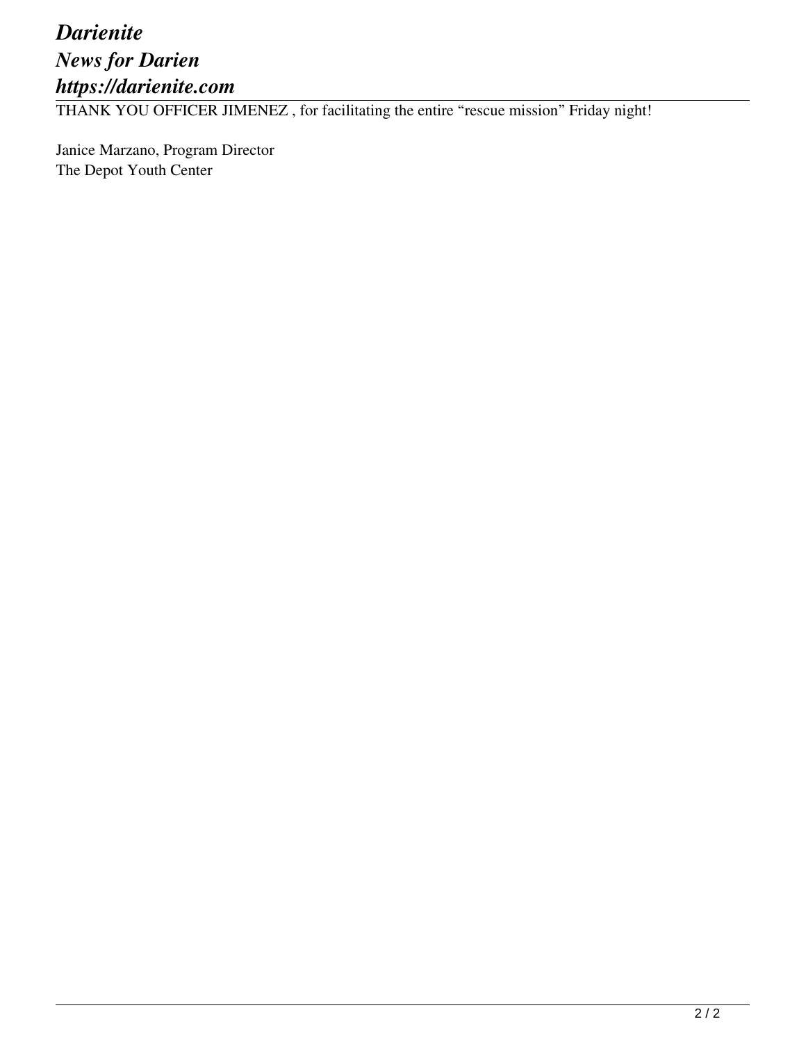THANK YOU OFFICER JIMENEZ , for facilitating the entire “rescue mission” Friday night!

Janice Marzano, Program Director
The Depot Youth Center